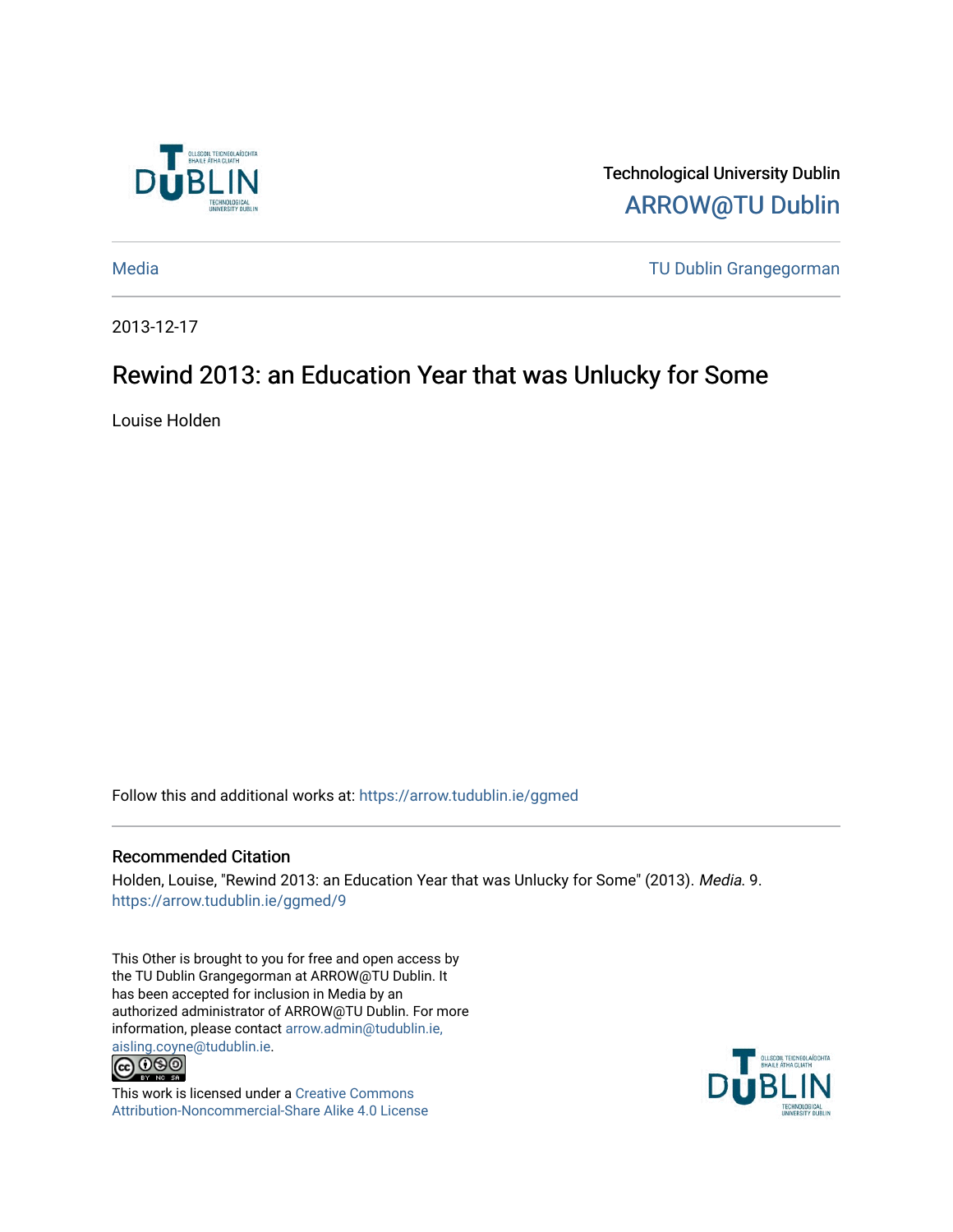Technological University Dublin

ARROW@TU Dublin

Media | TU Dublin Grangegorman

2013-12-17

# Rewind 2013: an Education Year that was Unlucky for Some

Louise Holden

Follow this and additional works at: https://arrow.tudublin.ie/ggmed

## Recommended Citation

Holden, Louise, "Rewind 2013: an Education Year that was Unlucky for Some" (2013). *Media*. 9.
https://arrow.tudublin.ie/ggmed/9

This Other is brought to you for free and open access by the TU Dublin Grangegorman at ARROW@TU Dublin. It has been accepted for inclusion in Media by an authorized administrator of ARROW@TU Dublin. For more information, please contact arrow.admin@tudublin.ie, aisling.coyne@tudublin.ie.

This work is licensed under a Creative Commons Attribution-Noncommercial-Share Alike 4.0 License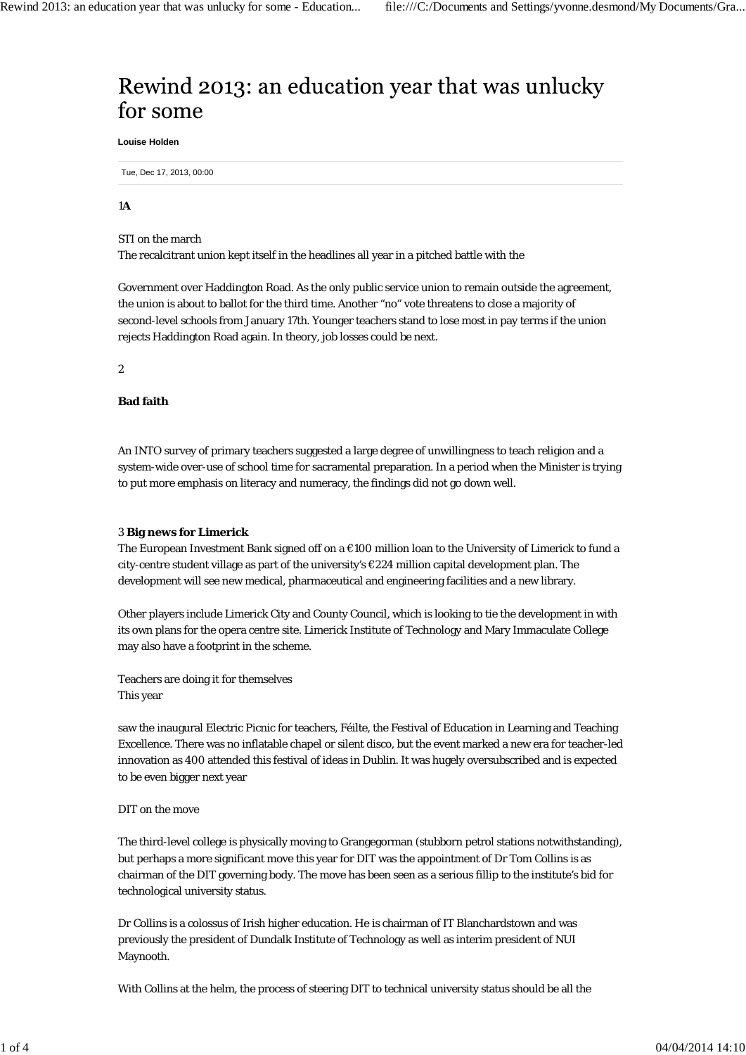# Rewind 2013: an education year that was unlucky for some

**Louise Holden**

Tue, Dec 17, 2013, 00:00

1**A**

STI on the march
The recalcitrant union kept itself in the headlines all year in a pitched battle with the

Government over Haddington Road. As the only public service union to remain outside the agreement, the union is about to ballot for the third time. Another "no" vote threatens to close a majority of second-level schools from January 17th. Younger teachers stand to lose most in pay terms if the union rejects Haddington Road again. In theory, job losses could be next.

2

**Bad faith**

An INTO survey of primary teachers suggested a large degree of unwillingness to teach religion and a system-wide over-use of school time for sacramental preparation. In a period when the Minister is trying to put more emphasis on literacy and numeracy, the findings did not go down well.

3 **Big news for Limerick**
The European Investment Bank signed off on a €100 million loan to the University of Limerick to fund a city-centre student village as part of the university's €224 million capital development plan. The development will see new medical, pharmaceutical and engineering facilities and a new library.

Other players include Limerick City and County Council, which is looking to tie the development in with its own plans for the opera centre site. Limerick Institute of Technology and Mary Immaculate College may also have a footprint in the scheme.

Teachers are doing it for themselves
This year

saw the inaugural Electric Picnic for teachers, Féilte, the Festival of Education in Learning and Teaching Excellence. There was no inflatable chapel or silent disco, but the event marked a new era for teacher-led innovation as 400 attended this festival of ideas in Dublin. It was hugely oversubscribed and is expected to be even bigger next year

DIT on the move

The third-level college is physically moving to Grangegorman (stubborn petrol stations notwithstanding), but perhaps a more significant move this year for DIT was the appointment of Dr Tom Collins is as chairman of the DIT governing body. The move has been seen as a serious fillip to the institute's bid for technological university status.

Dr Collins is a colossus of Irish higher education. He is chairman of IT Blanchardstown and was previously the president of Dundalk Institute of Technology as well as interim president of NUI Maynooth.

With Collins at the helm, the process of steering DIT to technical university status should be all the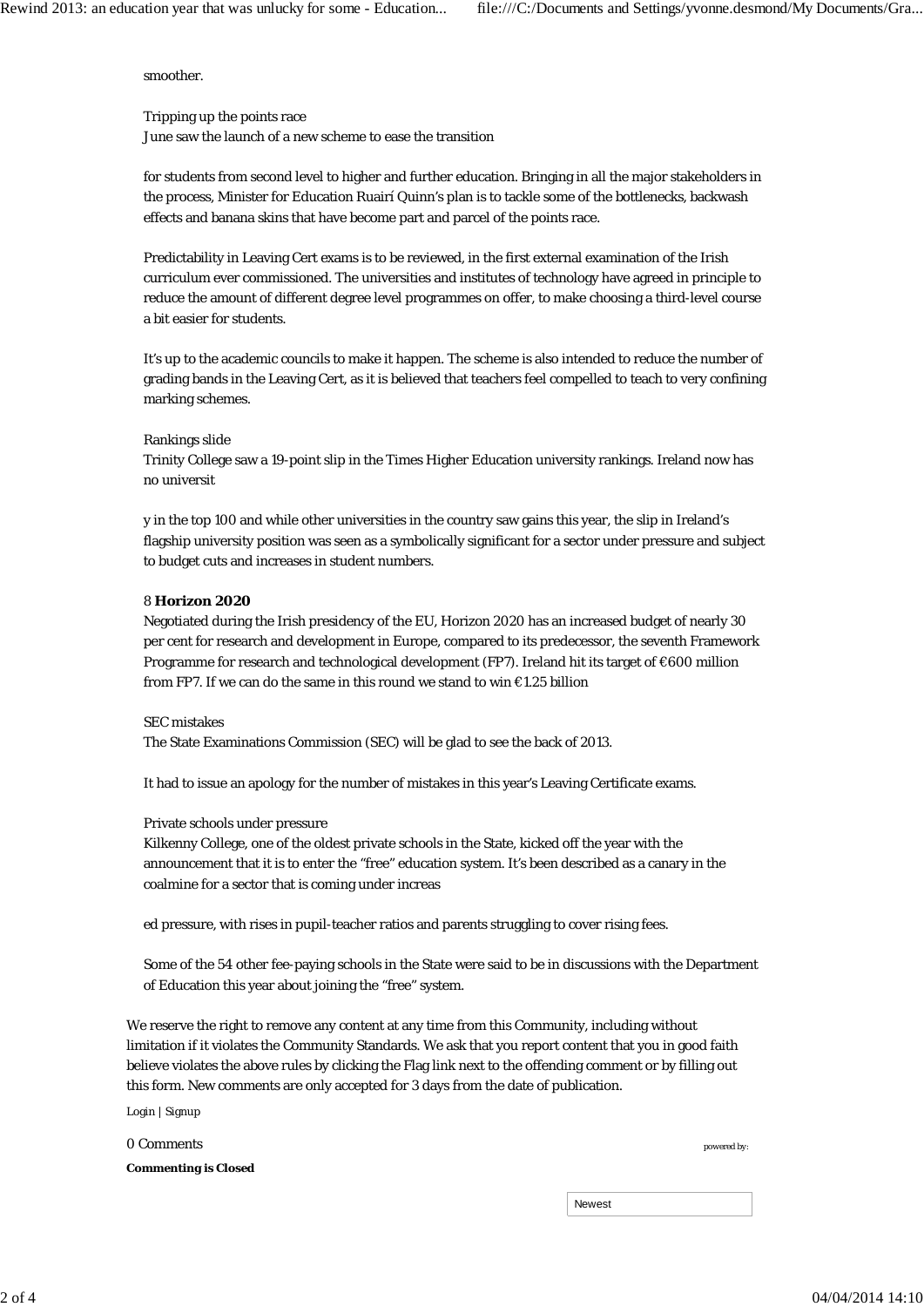smoother.

Tripping up the points race
June saw the launch of a new scheme to ease the transition

for students from second level to higher and further education. Bringing in all the major stakeholders in the process, Minister for Education Ruairí Quinn's plan is to tackle some of the bottlenecks, backwash effects and banana skins that have become part and parcel of the points race.

Predictability in Leaving Cert exams is to be reviewed, in the first external examination of the Irish curriculum ever commissioned. The universities and institutes of technology have agreed in principle to reduce the amount of different degree level programmes on offer, to make choosing a third-level course a bit easier for students.

It's up to the academic councils to make it happen. The scheme is also intended to reduce the number of grading bands in the Leaving Cert, as it is believed that teachers feel compelled to teach to very confining marking schemes.

Rankings slide
Trinity College saw a 19-point slip in the Times Higher Education university rankings. Ireland now has no universit

y in the top 100 and while other universities in the country saw gains this year, the slip in Ireland's flagship university position was seen as a symbolically significant for a sector under pressure and subject to budget cuts and increases in student numbers.

8 **Horizon 2020**
Negotiated during the Irish presidency of the EU, Horizon 2020 has an increased budget of nearly 30 per cent for research and development in Europe, compared to its predecessor, the seventh Framework Programme for research and technological development (FP7). Ireland hit its target of €600 million from FP7. If we can do the same in this round we stand to win €1.25 billion

SEC mistakes
The State Examinations Commission (SEC) will be glad to see the back of 2013.

It had to issue an apology for the number of mistakes in this year's Leaving Certificate exams.

Private schools under pressure
Kilkenny College, one of the oldest private schools in the State, kicked off the year with the announcement that it is to enter the "free" education system. It's been described as a canary in the coalmine for a sector that is coming under increas

ed pressure, with rises in pupil-teacher ratios and parents struggling to cover rising fees.

Some of the 54 other fee-paying schools in the State were said to be in discussions with the Department of Education this year about joining the "free" system.

We reserve the right to remove any content at any time from this Community, including without limitation if it violates the Community Standards. We ask that you report content that you in good faith believe violates the above rules by clicking the Flag link next to the offending comment or by filling out this form. New comments are only accepted for 3 days from the date of publication.

Login | Signup

0 Comments

powered by:

**Commenting is Closed**

Newest